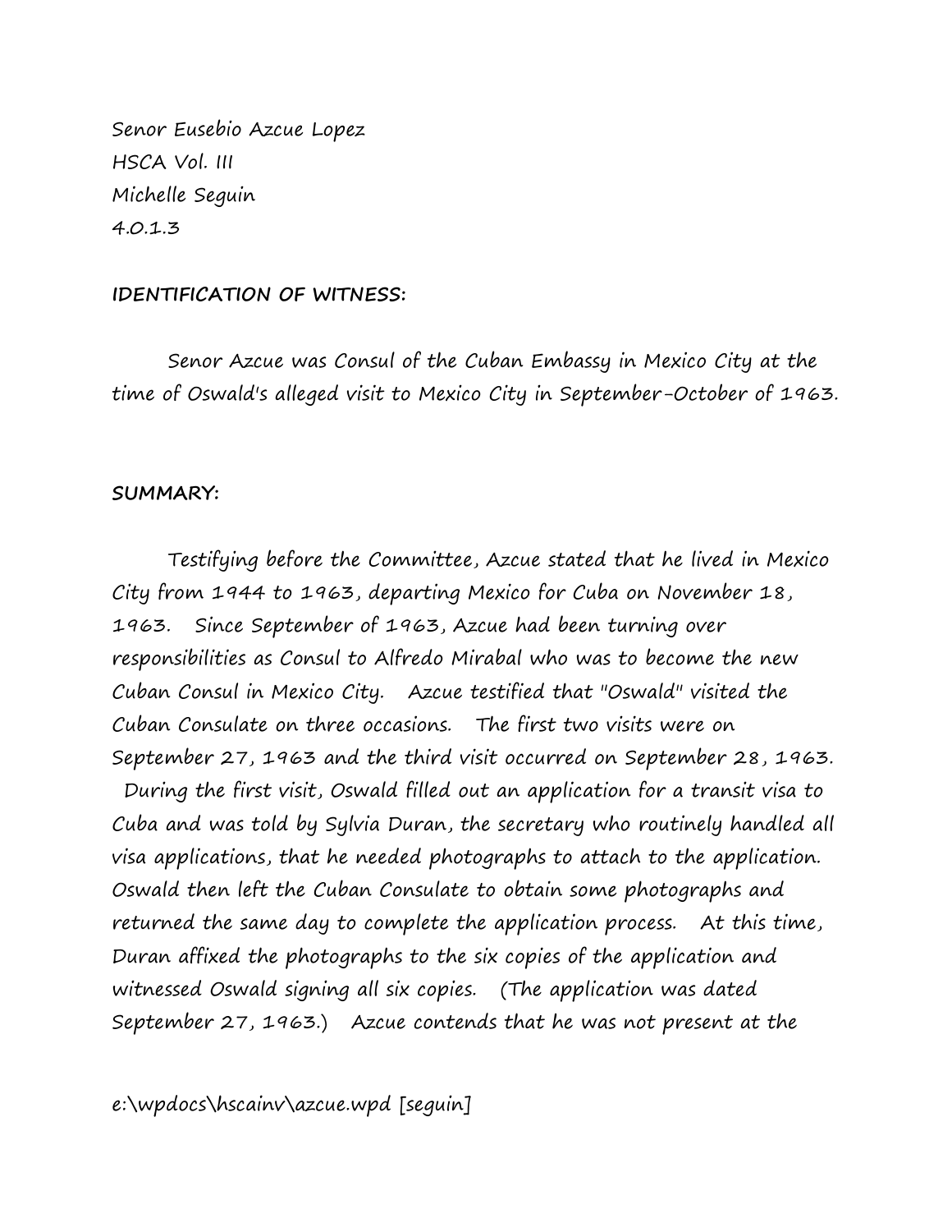Senor Eusebio Azcue Lopez
HSCA Vol. III
Michelle Seguin
4.0.1.3

**IDENTIFICATION OF WITNESS:**

Senor Azcue was Consul of the Cuban Embassy in Mexico City at the time of Oswald's alleged visit to Mexico City in September-October of 1963.

**SUMMARY:**

Testifying before the Committee, Azcue stated that he lived in Mexico City from 1944 to 1963, departing Mexico for Cuba on November 18, 1963. Since September of 1963, Azcue had been turning over responsibilities as Consul to Alfredo Mirabal who was to become the new Cuban Consul in Mexico City. Azcue testified that "Oswald" visited the Cuban Consulate on three occasions. The first two visits were on September 27, 1963 and the third visit occurred on September 28, 1963. During the first visit, Oswald filled out an application for a transit visa to Cuba and was told by Sylvia Duran, the secretary who routinely handled all visa applications, that he needed photographs to attach to the application. Oswald then left the Cuban Consulate to obtain some photographs and returned the same day to complete the application process. At this time, Duran affixed the photographs to the six copies of the application and witnessed Oswald signing all six copies. (The application was dated September 27, 1963.) Azcue contends that he was not present at the

e:\wpdocs\hscainv\azcue.wpd [seguin]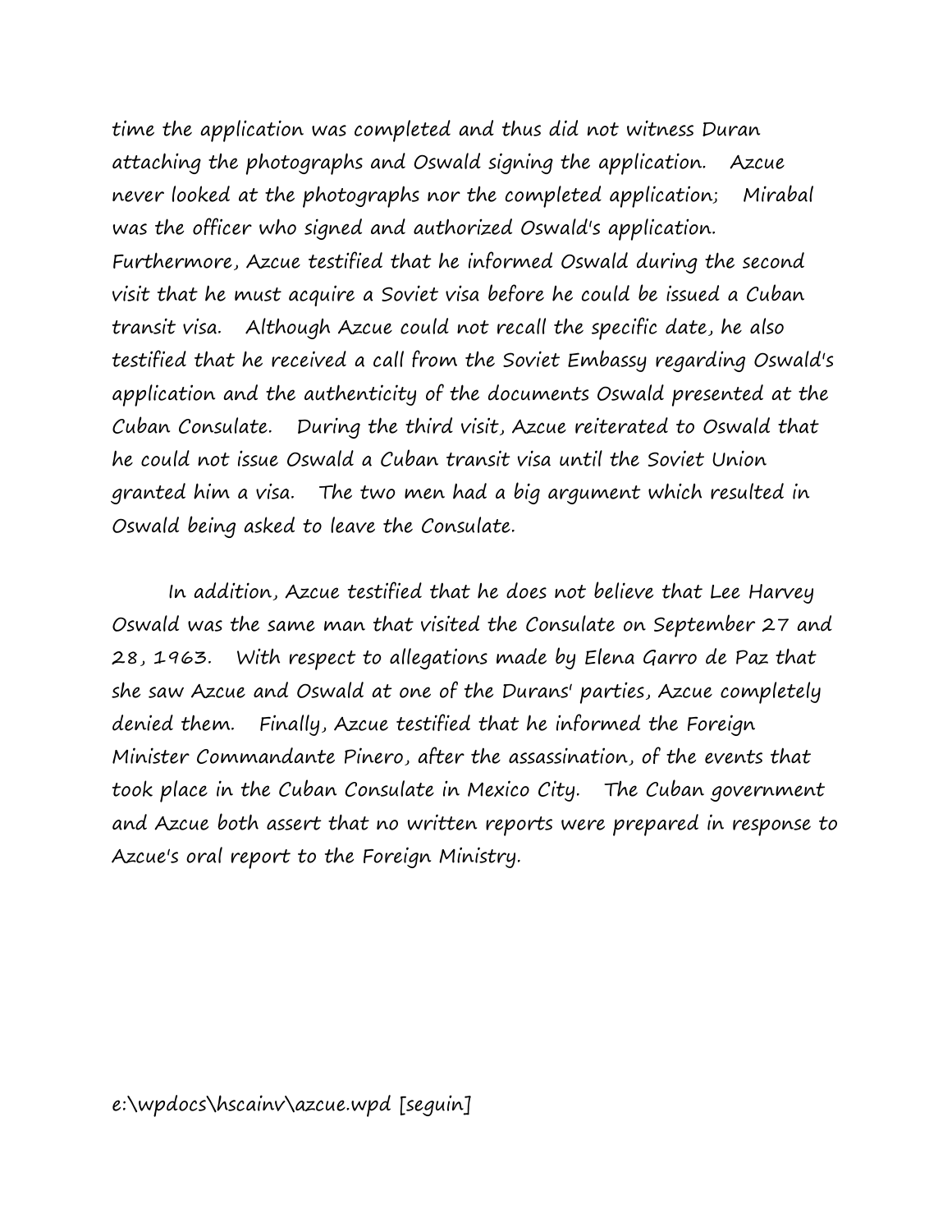time the application was completed and thus did not witness Duran attaching the photographs and Oswald signing the application. Azcue never looked at the photographs nor the completed application; Mirabal was the officer who signed and authorized Oswald's application. Furthermore, Azcue testified that he informed Oswald during the second visit that he must acquire a Soviet visa before he could be issued a Cuban transit visa. Although Azcue could not recall the specific date, he also testified that he received a call from the Soviet Embassy regarding Oswald's application and the authenticity of the documents Oswald presented at the Cuban Consulate. During the third visit, Azcue reiterated to Oswald that he could not issue Oswald a Cuban transit visa until the Soviet Union granted him a visa. The two men had a big argument which resulted in Oswald being asked to leave the Consulate.

In addition, Azcue testified that he does not believe that Lee Harvey Oswald was the same man that visited the Consulate on September 27 and 28, 1963. With respect to allegations made by Elena Garro de Paz that she saw Azcue and Oswald at one of the Durans' parties, Azcue completely denied them. Finally, Azcue testified that he informed the Foreign Minister Commandante Pinero, after the assassination, of the events that took place in the Cuban Consulate in Mexico City. The Cuban government and Azcue both assert that no written reports were prepared in response to Azcue's oral report to the Foreign Ministry.

e:\wpdocs\hscainv\azcue.wpd [seguin]